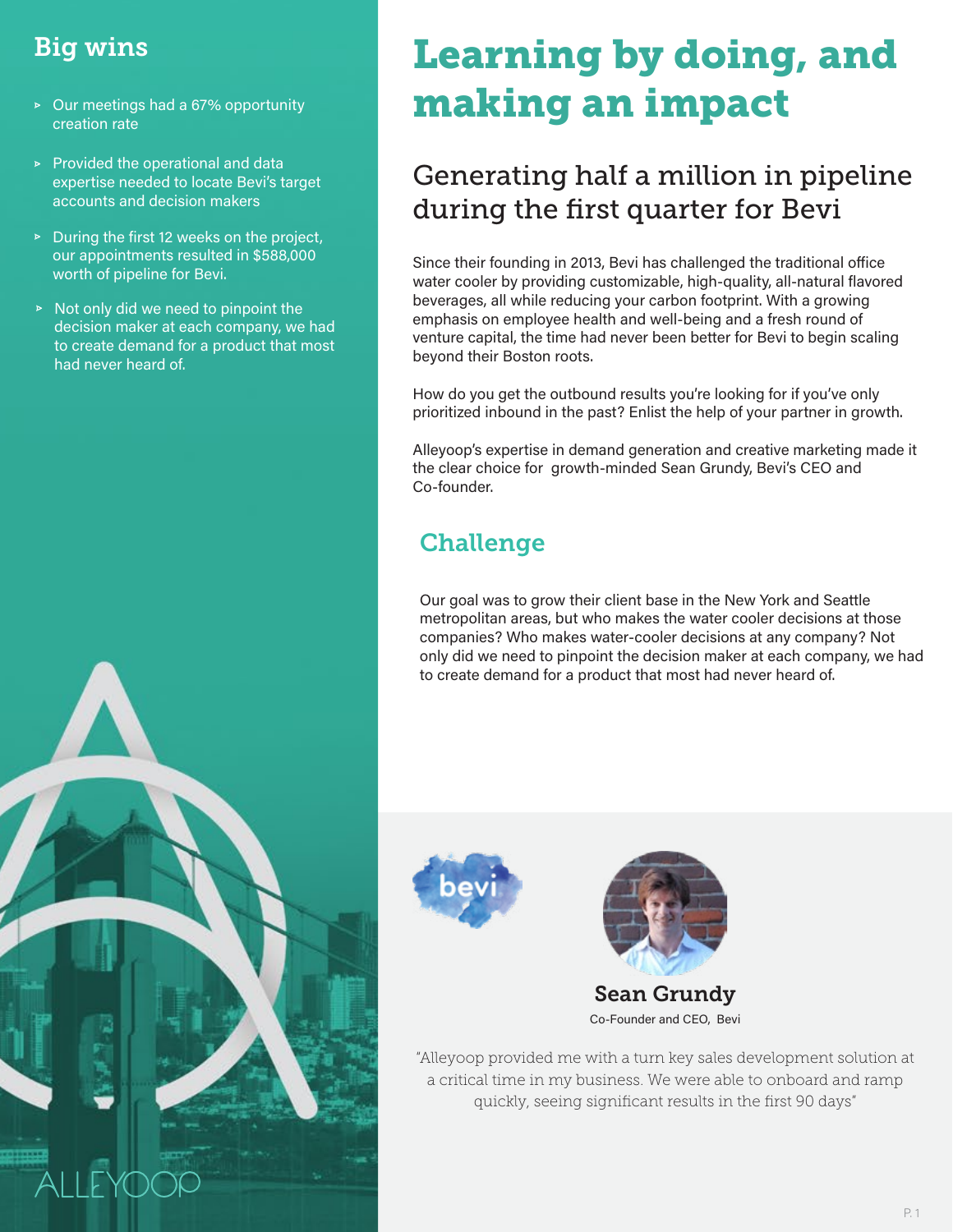# Learning by doing, and making an impact

## Generating half a million in pipeline during the first quarter for Bevi

Since their founding in 2013, Bevi has challenged the traditional office water cooler by providing customizable, high-quality, all-natural flavored beverages, all while reducing your carbon footprint. With a growing emphasis on employee health and well-being and a fresh round of venture capital, the time had never been better for Bevi to begin scaling beyond their Boston roots.

How do you get the outbound results you're looking for if you've only prioritized inbound in the past? Enlist the help of your partner in growth.

Alleyoop's expertise in demand generation and creative marketing made it the clear choice for growth-minded Sean Grundy, Bevi's CEO and Co-founder.

### Challenge

Our goal was to grow their client base in the New York and Seattle metropolitan areas, but who makes the water cooler decisions at those companies? Who makes water-cooler decisions at any company? Not only did we need to pinpoint the decision maker at each company, we had to create demand for a product that most had never heard of.

## Big wins

- Our meetings had a 67% opportunity creation rate
- Provided the operational and data expertise needed to locate Bevi's target accounts and decision makers
- During the first 12 weeks on the project, our appointments resulted in $588,000 worth of pipeline for Bevi.
- Not only did we need to pinpoint the decision maker at each company, we had to create demand for a product that most had never heard of.

**Sean Grundy**
Co-Founder and CEO, Bevi

"Alleyoop provided me with a turn key sales development solution at a critical time in my business. We were able to onboard and ramp quickly, seeing significant results in the first 90 days"

ALLEYOOP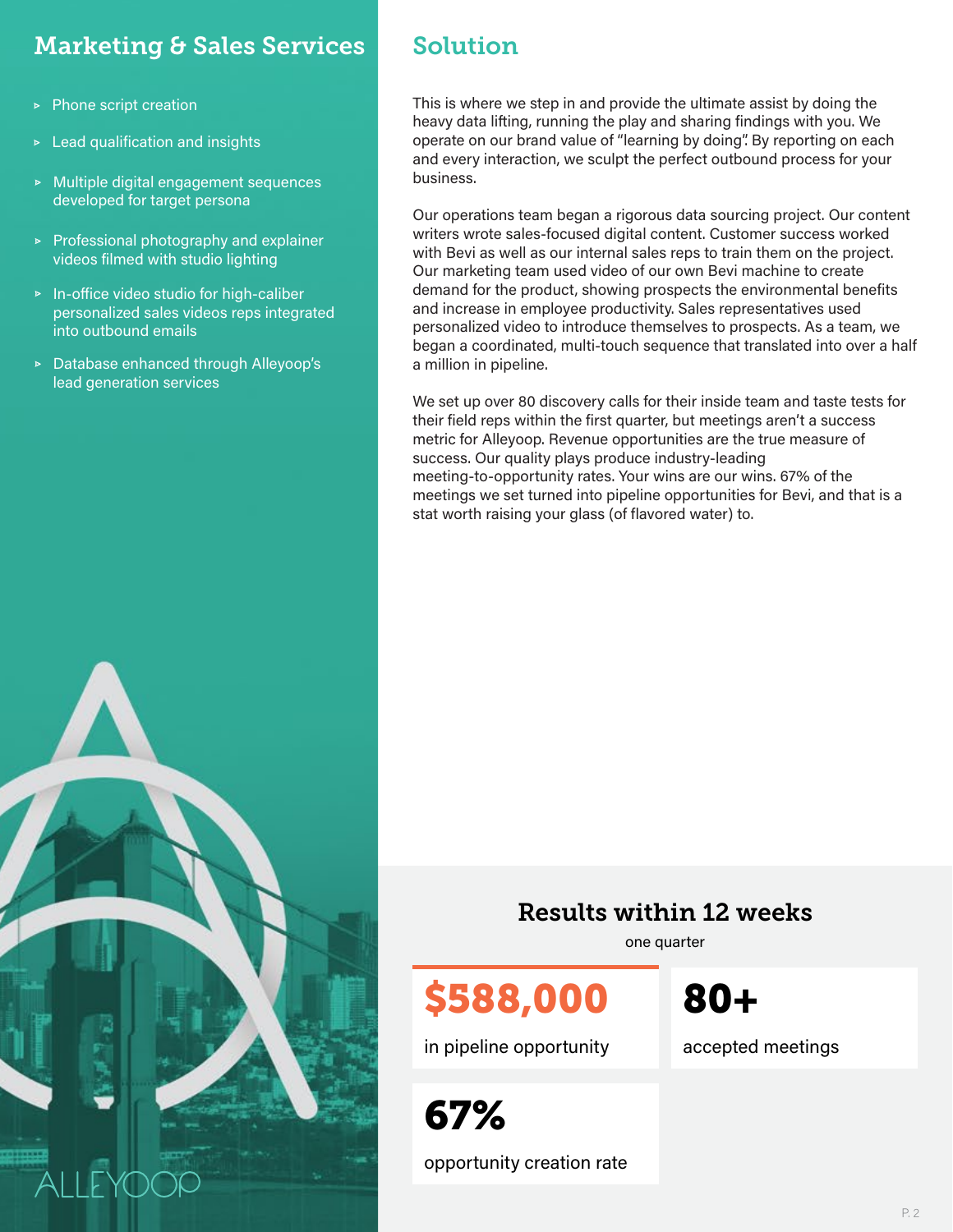## Marketing & Sales Services

- Phone script creation
- Lead qualification and insights
- Multiple digital engagement sequences developed for target persona
- Professional photography and explainer videos filmed with studio lighting
- In-office video studio for high-caliber personalized sales videos reps integrated into outbound emails
- Database enhanced through Alleyoop's lead generation services

ALLEYOOP

## Solution

This is where we step in and provide the ultimate assist by doing the heavy data lifting, running the play and sharing findings with you. We operate on our brand value of "learning by doing". By reporting on each and every interaction, we sculpt the perfect outbound process for your business.

Our operations team began a rigorous data sourcing project. Our content writers wrote sales-focused digital content. Customer success worked with Bevi as well as our internal sales reps to train them on the project. Our marketing team used video of our own Bevi machine to create demand for the product, showing prospects the environmental benefits and increase in employee productivity. Sales representatives used personalized video to introduce themselves to prospects. As a team, we began a coordinated, multi-touch sequence that translated into over a half a million in pipeline.

We set up over 80 discovery calls for their inside team and taste tests for their field reps within the first quarter, but meetings aren't a success metric for Alleyoop. Revenue opportunities are the true measure of success. Our quality plays produce industry-leading meeting-to-opportunity rates. Your wins are our wins. 67% of the meetings we set turned into pipeline opportunities for Bevi, and that is a stat worth raising your glass (of flavored water) to.

### Results within 12 weeks

one quarter

**$588,000**
in pipeline opportunity

**80+**
accepted meetings

**67%**
opportunity creation rate